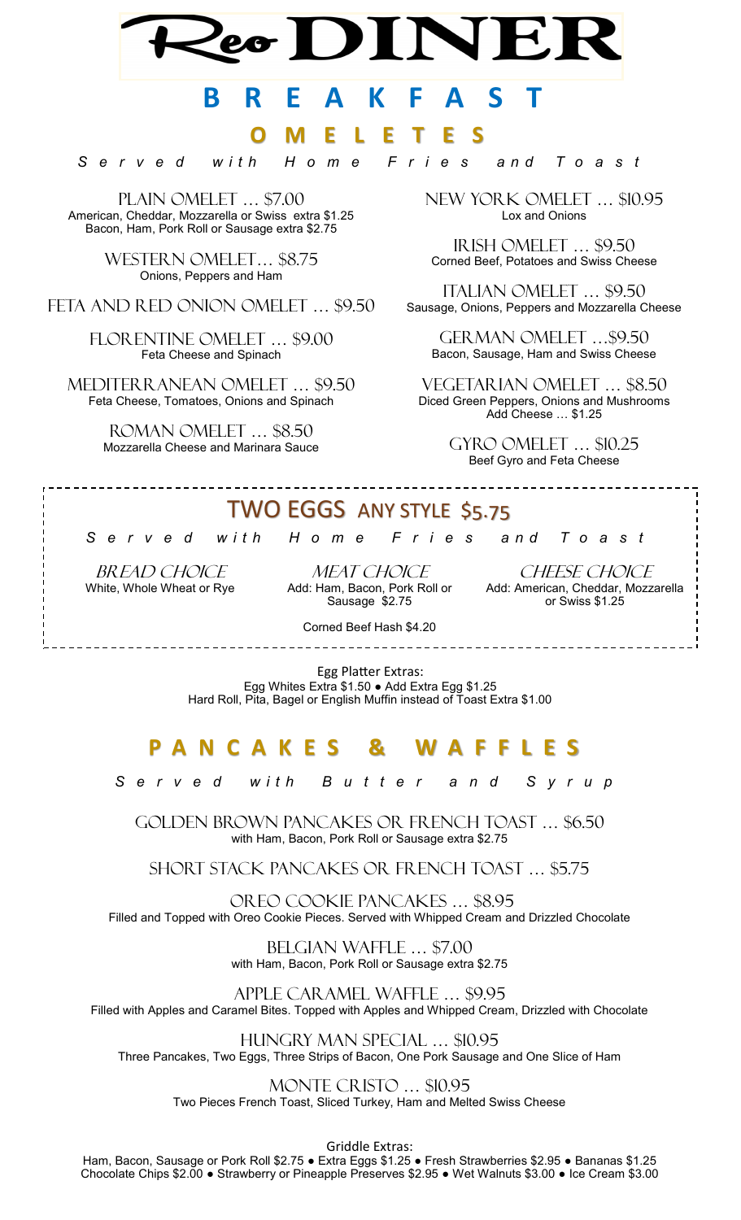# Reo DINER

## BREAKFAST

### OMELETES

*Served with Home Fries and Toast*

PLAIN OMELET … $7.00
American, Cheddar, Mozzarella or Swiss extra $1.25
Bacon, Ham, Pork Roll or Sausage extra $2.75

WESTERN OMELET… $8.75
Onions, Peppers and Ham

FETA AND RED ONION OMELET … $9.50

FLORENTINE OMELET … $9.00
Feta Cheese and Spinach

MEDITERRANEAN OMELET … $9.50
Feta Cheese, Tomatoes, Onions and Spinach

ROMAN OMELET … $8.50
Mozzarella Cheese and Marinara Sauce

NEW YORK OMELET … $10.95
Lox and Onions

IRISH OMELET … $9.50
Corned Beef, Potatoes and Swiss Cheese

ITALIAN OMELET … $9.50
Sausage, Onions, Peppers and Mozzarella Cheese

GERMAN OMELET …$9.50
Bacon, Sausage, Ham and Swiss Cheese

VEGETARIAN OMELET … $8.50
Diced Green Peppers, Onions and Mushrooms
Add Cheese … $1.25

GYRO OMELET … $10.25
Beef Gyro and Feta Cheese

### TWO EGGS ANY STYLE $5.75

*Served with Home Fries and Toast*

*BREAD CHOICE*
White, Whole Wheat or Rye

*MEAT CHOICE*
Add: Ham, Bacon, Pork Roll or Sausage $2.75

*CHEESE CHOICE*
Add: American, Cheddar, Mozzarella or Swiss $1.25

Corned Beef Hash $4.20

Egg Platter Extras:
Egg Whites Extra $1.50 ● Add Extra Egg $1.25
Hard Roll, Pita, Bagel or English Muffin instead of Toast Extra $1.00

### PANCAKES & WAFFLES

*Served with Butter and Syrup*

GOLDEN BROWN PANCAKES OR FRENCH TOAST … $6.50
with Ham, Bacon, Pork Roll or Sausage extra $2.75

SHORT STACK PANCAKES OR FRENCH TOAST … $5.75

OREO COOKIE PANCAKES … $8.95
Filled and Topped with Oreo Cookie Pieces. Served with Whipped Cream and Drizzled Chocolate

BELGIAN WAFFLE … $7.00
with Ham, Bacon, Pork Roll or Sausage extra $2.75

APPLE CARAMEL WAFFLE … $9.95
Filled with Apples and Caramel Bites. Topped with Apples and Whipped Cream, Drizzled with Chocolate

HUNGRY MAN SPECIAL … $10.95
Three Pancakes, Two Eggs, Three Strips of Bacon, One Pork Sausage and One Slice of Ham

MONTE CRISTO … $10.95
Two Pieces French Toast, Sliced Turkey, Ham and Melted Swiss Cheese

Griddle Extras:
Ham, Bacon, Sausage or Pork Roll $2.75 ● Extra Eggs $1.25 ● Fresh Strawberries $2.95 ● Bananas $1.25
Chocolate Chips $2.00 ● Strawberry or Pineapple Preserves $2.95 ● Wet Walnuts $3.00 ● Ice Cream $3.00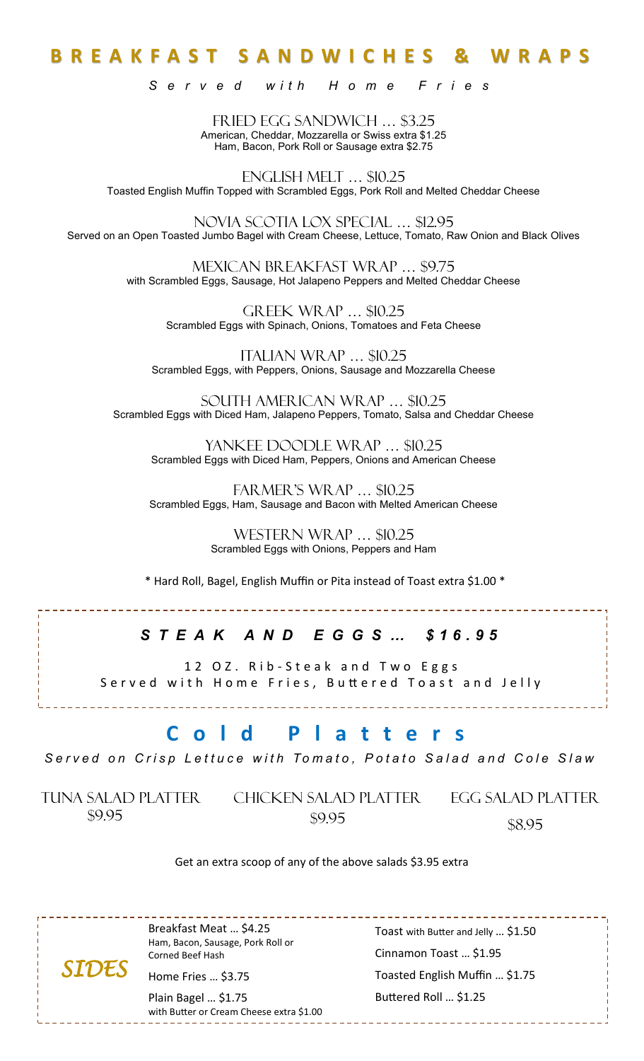# BREAKFAST SANDWICHES & WRAPS

*Served with Home Fries*

**FRIED EGG SANDWICH … $3.25**
American, Cheddar, Mozzarella or Swiss extra $1.25
Ham, Bacon, Pork Roll or Sausage extra $2.75

**ENGLISH MELT … $10.25**
Toasted English Muffin Topped with Scrambled Eggs, Pork Roll and Melted Cheddar Cheese

**NOVIA SCOTIA LOX SPECIAL … $12.95**
Served on an Open Toasted Jumbo Bagel with Cream Cheese, Lettuce, Tomato, Raw Onion and Black Olives

**MEXICAN BREAKFAST WRAP … $9.75**
with Scrambled Eggs, Sausage, Hot Jalapeno Peppers and Melted Cheddar Cheese

**GREEK WRAP … $10.25**
Scrambled Eggs with Spinach, Onions, Tomatoes and Feta Cheese

**ITALIAN WRAP … $10.25**
Scrambled Eggs, with Peppers, Onions, Sausage and Mozzarella Cheese

**SOUTH AMERICAN WRAP … $10.25**
Scrambled Eggs with Diced Ham, Jalapeno Peppers, Tomato, Salsa and Cheddar Cheese

**YANKEE DOODLE WRAP … $10.25**
Scrambled Eggs with Diced Ham, Peppers, Onions and American Cheese

**FARMER'S WRAP … $10.25**
Scrambled Eggs, Ham, Sausage and Bacon with Melted American Cheese

**WESTERN WRAP … $10.25**
Scrambled Eggs with Onions, Peppers and Ham

* Hard Roll, Bagel, English Muffin or Pita instead of Toast extra $1.00 *

## *STEAK AND EGGS… $16.95*

12 OZ. Rib-Steak and Two Eggs
Served with Home Fries, Buttered Toast and Jelly

# Cold Platters

*Served on Crisp Lettuce with Tomato, Potato Salad and Cole Slaw*

**TUNA SALAD PLATTER** $9.95

**CHICKEN SALAD PLATTER** $9.95

**EGG SALAD PLATTER** $8.95

Get an extra scoop of any of the above salads $3.95 extra

## *SIDES*

Breakfast Meat … $4.25
Ham, Bacon, Sausage, Pork Roll or Corned Beef Hash

Home Fries … $3.75

Plain Bagel … $1.75
with Butter or Cream Cheese extra $1.00

Toast with Butter and Jelly … $1.50

Cinnamon Toast … $1.95

Toasted English Muffin … $1.75

Buttered Roll … $1.25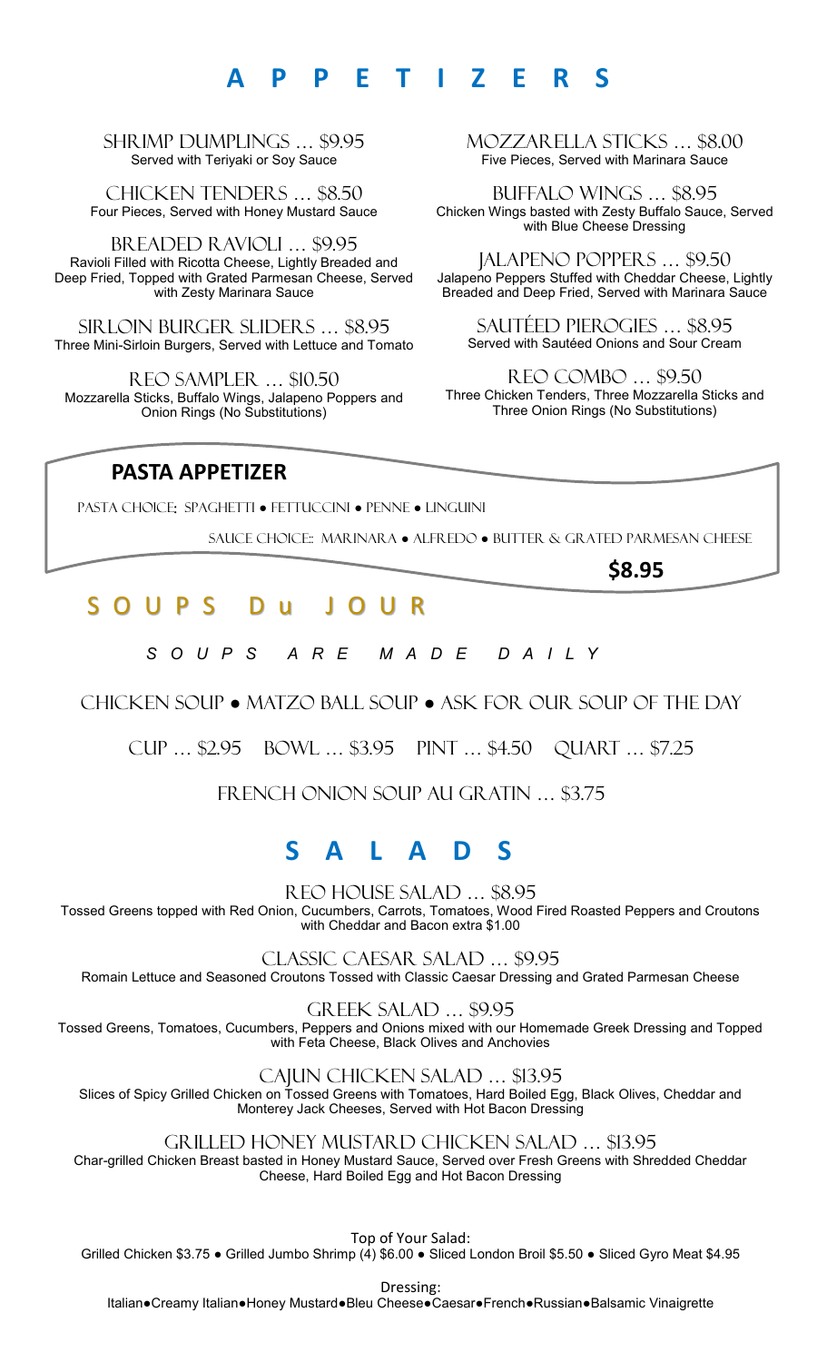# APPETIZERS

**SHRIMP DUMPLINGS … $9.95**
Served with Teriyaki or Soy Sauce

**CHICKEN TENDERS … $8.50**
Four Pieces, Served with Honey Mustard Sauce

**BREADED RAVIOLI … $9.95**
Ravioli Filled with Ricotta Cheese, Lightly Breaded and Deep Fried, Topped with Grated Parmesan Cheese, Served with Zesty Marinara Sauce

**SIRLOIN BURGER SLIDERS … $8.95**
Three Mini-Sirloin Burgers, Served with Lettuce and Tomato

**REO SAMPLER … $10.50**
Mozzarella Sticks, Buffalo Wings, Jalapeno Poppers and Onion Rings (No Substitutions)

**MOZZARELLA STICKS … $8.00**
Five Pieces, Served with Marinara Sauce

**BUFFALO WINGS … $8.95**
Chicken Wings basted with Zesty Buffalo Sauce, Served with Blue Cheese Dressing

**JALAPENO POPPERS … $9.50**
Jalapeno Peppers Stuffed with Cheddar Cheese, Lightly Breaded and Deep Fried, Served with Marinara Sauce

**SAUTÉED PIEROGIES … $8.95**
Served with Sautéed Onions and Sour Cream

**REO COMBO … $9.50**
Three Chicken Tenders, Three Mozzarella Sticks and Three Onion Rings (No Substitutions)

## PASTA APPETIZER

PASTA CHOICE: SPAGHETTI ● FETTUCCINI ● PENNE ● LINGUINI

SAUCE CHOICE:: MARINARA ● ALFREDO ● BUTTER & GRATED PARMESAN CHEESE

**$8.95**

# SOUPS Du JOUR

*SOUPS ARE MADE DAILY*

CHICKEN SOUP ● MATZO BALL SOUP ● ASK FOR OUR SOUP OF THE DAY

CUP … $2.95  BOWL … $3.95  PINT … $4.50  QUART … $7.25

FRENCH ONION SOUP AU GRATIN … $3.75

# SALADS

**REO HOUSE SALAD … $8.95**
Tossed Greens topped with Red Onion, Cucumbers, Carrots, Tomatoes, Wood Fired Roasted Peppers and Croutons with Cheddar and Bacon extra $1.00

**CLASSIC CAESAR SALAD … $9.95**
Romain Lettuce and Seasoned Croutons Tossed with Classic Caesar Dressing and Grated Parmesan Cheese

**GREEK SALAD … $9.95**
Tossed Greens, Tomatoes, Cucumbers, Peppers and Onions mixed with our Homemade Greek Dressing and Topped with Feta Cheese, Black Olives and Anchovies

**CAJUN CHICKEN SALAD … $13.95**
Slices of Spicy Grilled Chicken on Tossed Greens with Tomatoes, Hard Boiled Egg, Black Olives, Cheddar and Monterey Jack Cheeses, Served with Hot Bacon Dressing

**GRILLED HONEY MUSTARD CHICKEN SALAD … $13.95**
Char-grilled Chicken Breast basted in Honey Mustard Sauce, Served over Fresh Greens with Shredded Cheddar Cheese, Hard Boiled Egg and Hot Bacon Dressing

Top of Your Salad:
Grilled Chicken $3.75 ● Grilled Jumbo Shrimp (4) $6.00 ● Sliced London Broil $5.50 ● Sliced Gyro Meat $4.95

Dressing:
Italian●Creamy Italian●Honey Mustard●Bleu Cheese●Caesar●French●Russian●Balsamic Vinaigrette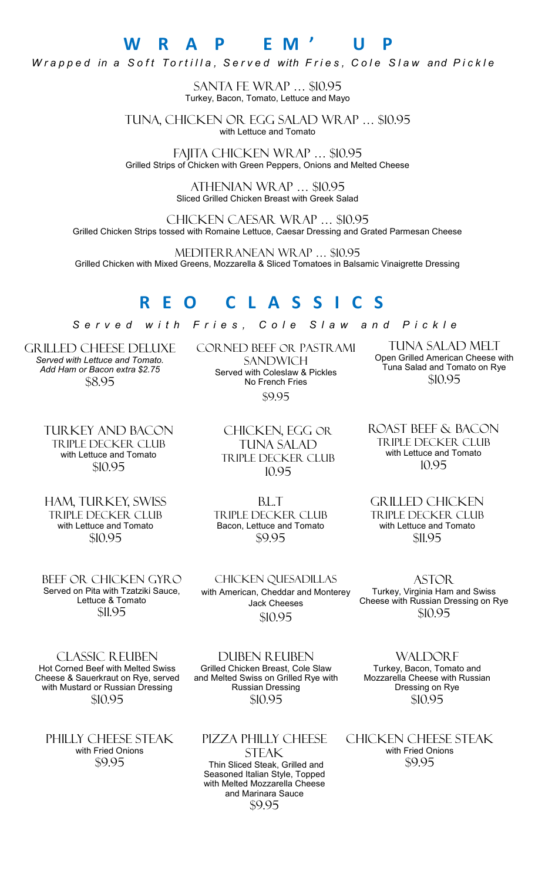#### W R A P  E M ' U P

*Wrapped in a Soft Tortilla, Served with Fries, Cole Slaw and Pickle*

**SANTA FE WRAP … $10.95**
Turkey, Bacon, Tomato, Lettuce and Mayo

**TUNA, CHICKEN OR EGG SALAD WRAP … $10.95**
with Lettuce and Tomato

**FAJITA CHICKEN WRAP … $10.95**
Grilled Strips of Chicken with Green Peppers, Onions and Melted Cheese

**ATHENIAN WRAP … $10.95**
Sliced Grilled Chicken Breast with Greek Salad

**CHICKEN CAESAR WRAP … $10.95**
Grilled Chicken Strips tossed with Romaine Lettuce, Caesar Dressing and Grated Parmesan Cheese

**MEDITERRANEAN WRAP … $10.95**
Grilled Chicken with Mixed Greens, Mozzarella & Sliced Tomatoes in Balsamic Vinaigrette Dressing

## R E O  C L A S S I C S

*Served with Fries, Cole Slaw and Pickle*

**GRILLED CHEESE DELUXE**
*Served with Lettuce and Tomato. Add Ham or Bacon extra $2.75*
$8.95

**CORNED BEEF OR PASTRAMI SANDWICH**
Served with Coleslaw & Pickles
No French Fries
$9.95

**TUNA SALAD MELT**
Open Grilled American Cheese with Tuna Salad and Tomato on Rye
$10.95

**TURKEY AND BACON TRIPLE DECKER CLUB**
with Lettuce and Tomato
$10.95

**CHICKEN, EGG OR TUNA SALAD TRIPLE DECKER CLUB**
10.95

**ROAST BEEF & BACON TRIPLE DECKER CLUB**
with Lettuce and Tomato
10.95

**HAM, TURKEY, SWISS TRIPLE DECKER CLUB**
with Lettuce and Tomato
$10.95

**B.L.T TRIPLE DECKER CLUB**
Bacon, Lettuce and Tomato
$9.95

**GRILLED CHICKEN TRIPLE DECKER CLUB**
with Lettuce and Tomato
$11.95

**BEEF OR CHICKEN GYRO**
Served on Pita with Tzatziki Sauce, Lettuce & Tomato
$11.95

**CHICKEN QUESADILLAS**
with American, Cheddar and Monterey Jack Cheeses
$10.95

**ASTOR**
Turkey, Virginia Ham and Swiss Cheese with Russian Dressing on Rye
$10.95

**CLASSIC REUBEN**
Hot Corned Beef with Melted Swiss Cheese & Sauerkraut on Rye, served with Mustard or Russian Dressing
$10.95

**DUBEN REUBEN**
Grilled Chicken Breast, Cole Slaw and Melted Swiss on Grilled Rye with Russian Dressing
$10.95

**WALDORF**
Turkey, Bacon, Tomato and Mozzarella Cheese with Russian Dressing on Rye
$10.95

**PHILLY CHEESE STEAK**
with Fried Onions
$9.95

**PIZZA PHILLY CHEESE STEAK**
Thin Sliced Steak, Grilled and Seasoned Italian Style, Topped with Melted Mozzarella Cheese and Marinara Sauce
$9.95

**CHICKEN CHEESE STEAK**
with Fried Onions
$9.95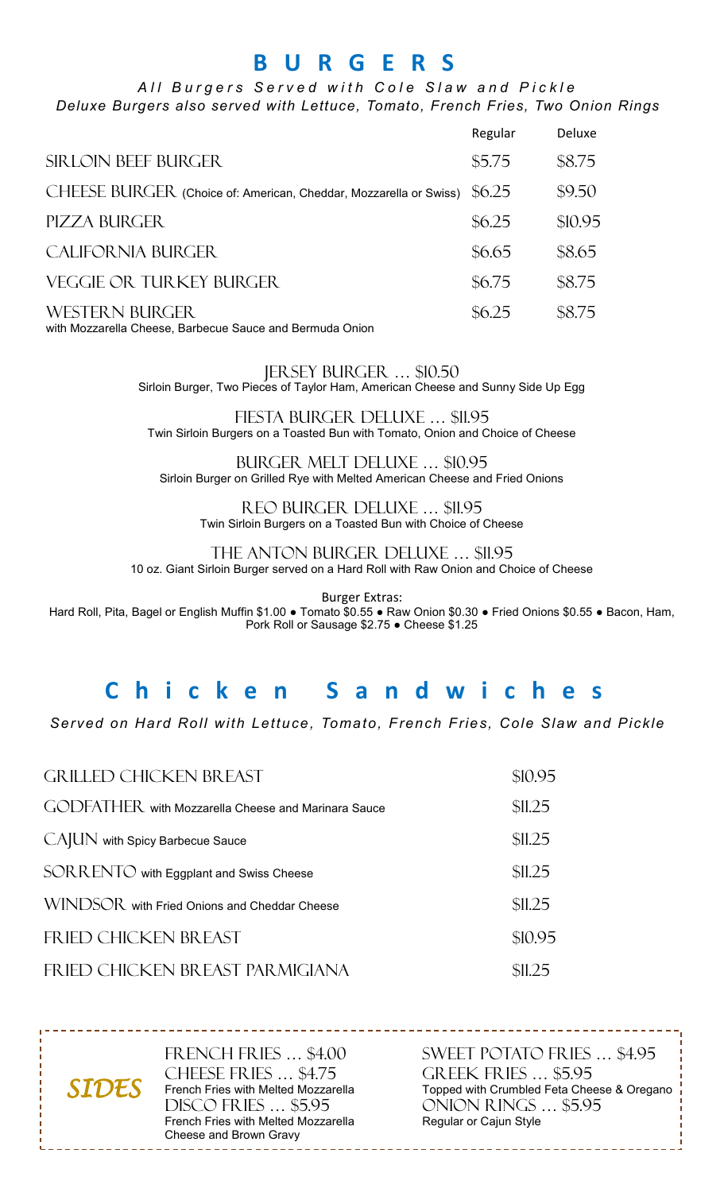# BURGERS

*All Burgers Served with Cole Slaw and Pickle*
*Deluxe Burgers also served with Lettuce, Tomato, French Fries, Two Onion Rings*

| | Regular | Deluxe |
|---|---|---|
| SIRLOIN BEEF BURGER | $5.75 | $8.75 |
| CHEESE BURGER (Choice of: American, Cheddar, Mozzarella or Swiss) | $6.25 | $9.50 |
| PIZZA BURGER | $6.25 | $10.95 |
| CALIFORNIA BURGER | $6.65 | $8.65 |
| VEGGIE OR TURKEY BURGER | $6.75 | $8.75 |
| WESTERN BURGER with Mozzarella Cheese, Barbecue Sauce and Bermuda Onion | $6.25 | $8.75 |

JERSEY BURGER … $10.50
Sirloin Burger, Two Pieces of Taylor Ham, American Cheese and Sunny Side Up Egg

FIESTA BURGER DELUXE … $11.95
Twin Sirloin Burgers on a Toasted Bun with Tomato, Onion and Choice of Cheese

BURGER MELT DELUXE … $10.95
Sirloin Burger on Grilled Rye with Melted American Cheese and Fried Onions

REO BURGER DELUXE … $11.95
Twin Sirloin Burgers on a Toasted Bun with Choice of Cheese

THE ANTON BURGER DELUXE … $11.95
10 oz. Giant Sirloin Burger served on a Hard Roll with Raw Onion and Choice of Cheese

Burger Extras:
Hard Roll, Pita, Bagel or English Muffin $1.00 • Tomato $0.55 • Raw Onion $0.30 • Fried Onions $0.55 • Bacon, Ham, Pork Roll or Sausage $2.75 • Cheese $1.25

# Chicken Sandwiches

*Served on Hard Roll with Lettuce, Tomato, French Fries, Cole Slaw and Pickle*

| | |
|---|---|
| GRILLED CHICKEN BREAST | $10.95 |
| GODFATHER with Mozzarella Cheese and Marinara Sauce | $11.25 |
| CAJUN with Spicy Barbecue Sauce | $11.25 |
| SORRENTO with Eggplant and Swiss Cheese | $11.25 |
| WINDSOR with Fried Onions and Cheddar Cheese | $11.25 |
| FRIED CHICKEN BREAST | $10.95 |
| FRIED CHICKEN BREAST PARMIGIANA | $11.25 |

## SIDES

FRENCH FRIES … $4.00

CHEESE FRIES … $4.75
French Fries with Melted Mozzarella

DISCO FRIES … $5.95
French Fries with Melted Mozzarella Cheese and Brown Gravy

SWEET POTATO FRIES … $4.95

GREEK FRIES … $5.95
Topped with Crumbled Feta Cheese & Oregano

ONION RINGS … $5.95
Regular or Cajun Style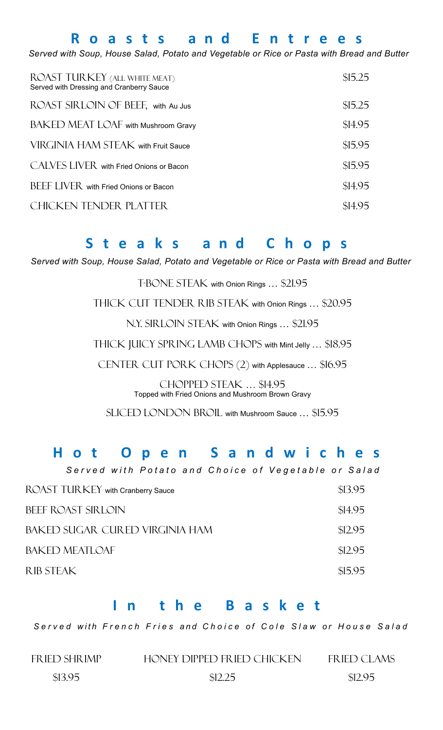## Roasts and Entrees

*Served with Soup, House Salad, Potato and Vegetable or Rice or Pasta with Bread and Butter*

| Item | Price |
|---|---|
| ROAST TURKEY (ALL WHITE MEAT) Served with Dressing and Cranberry Sauce | $15.25 |
| ROAST SIRLOIN OF BEEF, with Au Jus | $15.25 |
| BAKED MEAT LOAF with Mushroom Gravy | $14.95 |
| VIRGINIA HAM STEAK with Fruit Sauce | $15.95 |
| CALVES LIVER with Fried Onions or Bacon | $15.95 |
| BEEF LIVER with Fried Onions or Bacon | $14.95 |
| CHICKEN TENDER PLATTER | $14.95 |

## Steaks and Chops

*Served with Soup, House Salad, Potato and Vegetable or Rice or Pasta with Bread and Butter*

T-BONE STEAK with Onion Rings … $21.95

THICK CUT TENDER RIB STEAK with Onion Rings … $20.95

N.Y. SIRLOIN STEAK with Onion Rings … $21.95

THICK JUICY SPRING LAMB CHOPS with Mint Jelly … $18.95

CENTER CUT PORK CHOPS (2) with Applesauce … $16.95

CHOPPED STEAK … $14.95
Topped with Fried Onions and Mushroom Brown Gravy

SLICED LONDON BROIL with Mushroom Sauce … $15.95

## Hot Open Sandwiches

*Served with Potato and Choice of Vegetable or Salad*

| Item | Price |
|---|---|
| ROAST TURKEY with Cranberry Sauce | $13.95 |
| BEEF ROAST SIRLOIN | $14.95 |
| BAKED SUGAR CURED VIRGINIA HAM | $12.95 |
| BAKED MEATLOAF | $12.95 |
| RIB STEAK | $15.95 |

## In the Basket

*Served with French Fries and Choice of Cole Slaw or House Salad*

| FRIED SHRIMP | HONEY DIPPED FRIED CHICKEN | FRIED CLAMS |
|---|---|---|
| $13.95 | $12.25 | $12.95 |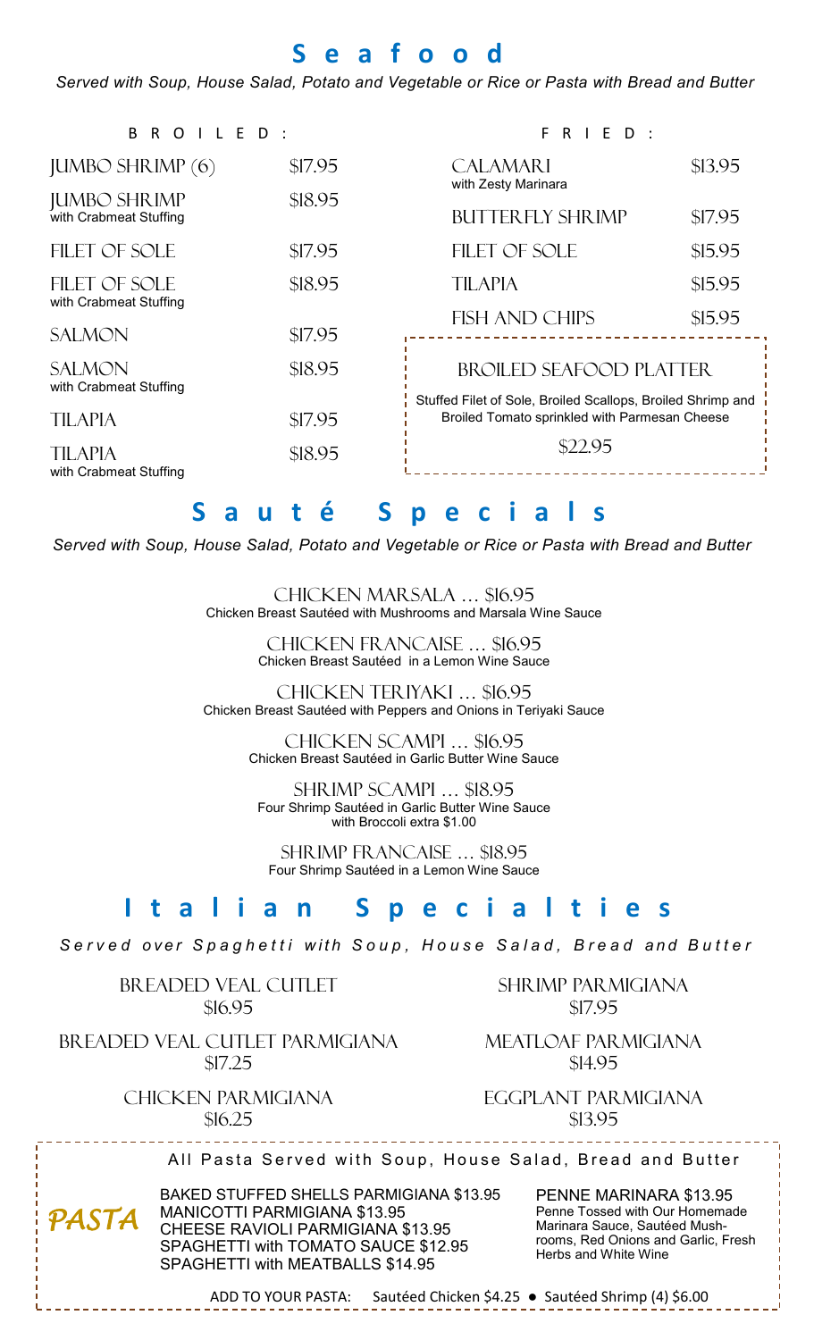# Seafood

*Served with Soup, House Salad, Potato and Vegetable or Rice or Pasta with Bread and Butter*

## BROILED:

| Item | Price |
|---|---|
| JUMBO SHRIMP (6) | $17.95 |
| JUMBO SHRIMP with Crabmeat Stuffing | $18.95 |
| FILET OF SOLE | $17.95 |
| FILET OF SOLE with Crabmeat Stuffing | $18.95 |
| SALMON | $17.95 |
| SALMON with Crabmeat Stuffing | $18.95 |
| TILAPIA | $17.95 |
| TILAPIA with Crabmeat Stuffing | $18.95 |

## FRIED:

| Item | Price |
|---|---|
| CALAMARI with Zesty Marinara | $13.95 |
| BUTTERFLY SHRIMP | $17.95 |
| FILET OF SOLE | $15.95 |
| TILAPIA | $15.95 |
| FISH AND CHIPS | $15.95 |

### BROILED SEAFOOD PLATTER

Stuffed Filet of Sole, Broiled Scallops, Broiled Shrimp and Broiled Tomato sprinkled with Parmesan Cheese

$22.95

# Sauté Specials

*Served with Soup, House Salad, Potato and Vegetable or Rice or Pasta with Bread and Butter*

CHICKEN MARSALA … $16.95
Chicken Breast Sautéed with Mushrooms and Marsala Wine Sauce

CHICKEN FRANCAISE … $16.95
Chicken Breast Sautéed in a Lemon Wine Sauce

CHICKEN TERIYAKI … $16.95
Chicken Breast Sautéed with Peppers and Onions in Teriyaki Sauce

CHICKEN SCAMPI … $16.95
Chicken Breast Sautéed in Garlic Butter Wine Sauce

SHRIMP SCAMPI … $18.95
Four Shrimp Sautéed in Garlic Butter Wine Sauce
with Broccoli extra $1.00

SHRIMP FRANCAISE … $18.95
Four Shrimp Sautéed in a Lemon Wine Sauce

# Italian Specialties

*Served over Spaghetti with Soup, House Salad, Bread and Butter*

BREADED VEAL CUTLET
$16.95

BREADED VEAL CUTLET PARMIGIANA
$17.25

CHICKEN PARMIGIANA
$16.25

SHRIMP PARMIGIANA
$17.95

MEATLOAF PARMIGIANA
$14.95

EGGPLANT PARMIGIANA
$13.95

## PASTA

All Pasta Served with Soup, House Salad, Bread and Butter

- BAKED STUFFED SHELLS PARMIGIANA $13.95
- MANICOTTI PARMIGIANA $13.95
- CHEESE RAVIOLI PARMIGIANA $13.95
- SPAGHETTI with TOMATO SAUCE $12.95
- SPAGHETTI with MEATBALLS $14.95

PENNE MARINARA $13.95
Penne Tossed with Our Homemade Marinara Sauce, Sautéed Mushrooms, Red Onions and Garlic, Fresh Herbs and White Wine

ADD TO YOUR PASTA: Sautéed Chicken $4.25 ● Sautéed Shrimp (4) $6.00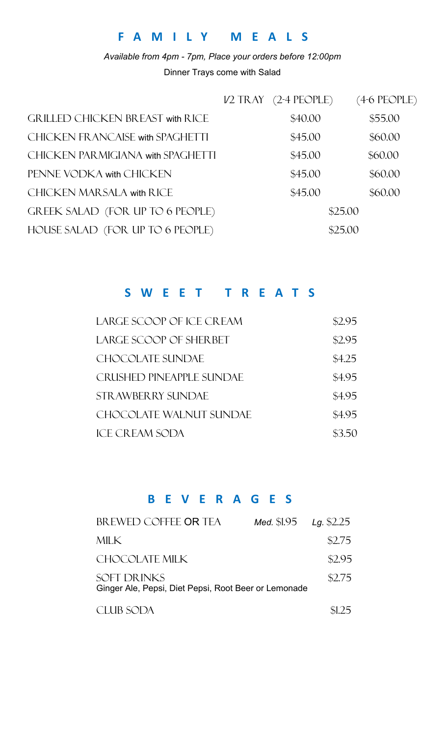## F A M I L Y   M E A L S

*Available from 4pm - 7pm, Place your orders before 12:00pm*

Dinner Trays come with Salad

| | 1/2 TRAY (2-4 PEOPLE) | (4-6 PEOPLE) |
|---|---|---|
| GRILLED CHICKEN BREAST with RICE | \$40.00 | \$55.00 |
| CHICKEN FRANCAISE with SPAGHETTI | \$45.00 | \$60.00 |
| CHICKEN PARMIGIANA with SPAGHETTI | \$45.00 | \$60.00 |
| PENNE VODKA with CHICKEN | \$45.00 | \$60.00 |
| CHICKEN MARSALA with RICE | \$45.00 | \$60.00 |
| GREEK SALAD (FOR UP TO 6 PEOPLE) | \$25.00 | |
| HOUSE SALAD (FOR UP TO 6 PEOPLE) | \$25.00 | |

## S W E E T   T R E A T S

| | |
|---|---|
| LARGE SCOOP OF ICE CREAM | \$2.95 |
| LARGE SCOOP OF SHERBET | \$2.95 |
| CHOCOLATE SUNDAE | \$4.25 |
| CRUSHED PINEAPPLE SUNDAE | \$4.95 |
| STRAWBERRY SUNDAE | \$4.95 |
| CHOCOLATE WALNUT SUNDAE | \$4.95 |
| ICE CREAM SODA | \$3.50 |

## B E V E R A G E S

| | | |
|---|---|---|
| BREWED COFFEE OR TEA | *Med.* \$1.95 | *Lg.* \$2.25 |
| MILK | | \$2.75 |
| CHOCOLATE MILK | | \$2.95 |
| SOFT DRINKS<br>Ginger Ale, Pepsi, Diet Pepsi, Root Beer or Lemonade | | \$2.75 |
| CLUB SODA | | \$1.25 |